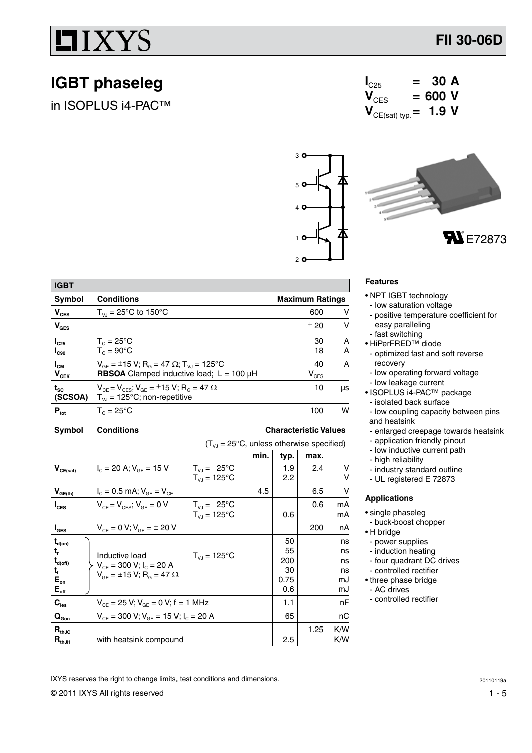# FII 30-06D

## IGBT phaseleg

in ISOPLUS i4-PAC™

$I_{C25}$ = 30 A
$V_{CES}$ = 600 V
$V_{CE(sat)\,typ.}$ = 1.9 V

E72873

| IGBT | | | |
|---|---|---|---|
| **Symbol** | **Conditions** | **Maximum Ratings** | |
| $V_{CES}$ | $T_{VJ}$ = 25°C to 150°C | 600 | V |
| $V_{GES}$ | | ± 20 | V |
| $I_{C25}$ | $T_C$ = 25°C | 30 | A |
| $I_{C90}$ | $T_C$ = 90°C | 18 | A |
| $I_{CM}$ | $V_{GE}$ = ±15 V; $R_G$ = 47 Ω; $T_{VJ}$ = 125°C | 40 | A |
| $V_{CEK}$ | **RBSOA** Clamped inductive load; L = 100 µH | $V_{CES}$ | |
| $t_{SC}$ (SCSOA) | $V_{CE}$ = $V_{CES}$; $V_{GE}$ = ±15 V; $R_G$ = 47 Ω; $T_{VJ}$ = 125°C; non-repetitive | 10 | µs |
| $P_{tot}$ | $T_C$ = 25°C | 100 | W |

| Symbol | Conditions | | min. | typ. | max. | |
|---|---|---|---|---|---|---|
| | ($T_{VJ}$ = 25°C, unless otherwise specified) | | **Characteristic Values** | | | |
| $V_{CE(sat)}$ | $I_C$ = 20 A; $V_{GE}$ = 15 V | $T_{VJ}$ = 25°C | | 1.9 | 2.4 | V |
| | | $T_{VJ}$ = 125°C | | 2.2 | | V |
| $V_{GE(th)}$ | $I_C$ = 0.5 mA; $V_{GE}$ = $V_{CE}$ | | 4.5 | | 6.5 | V |
| $I_{CES}$ | $V_{CE}$ = $V_{CES}$; $V_{GE}$ = 0 V | $T_{VJ}$ = 25°C | | | 0.6 | mA |
| | | $T_{VJ}$ = 125°C | | 0.6 | | mA |
| $I_{GES}$ | $V_{CE}$ = 0 V; $V_{GE}$ = ± 20 V | | | | 200 | nA |
| $t_{d(on)}$ | Inductive load; $V_{CE}$ = 300 V; $I_C$ = 20 A; $V_{GE}$ = ±15 V; $R_G$ = 47 Ω | $T_{VJ}$ = 125°C | | 50 | | ns |
| $t_r$ | | | | 55 | | ns |
| $t_{d(off)}$ | | | | 200 | | ns |
| $t_f$ | | | | 30 | | ns |
| $E_{on}$ | | | | 0.75 | | mJ |
| $E_{off}$ | | | | 0.6 | | mJ |
| $C_{ies}$ | $V_{CE}$ = 25 V; $V_{GE}$ = 0 V; f = 1 MHz | | | 1.1 | | nF |
| $Q_{Gon}$ | $V_{CE}$ = 300 V; $V_{GE}$ = 15 V; $I_C$ = 20 A | | | 65 | | nC |
| $R_{thJC}$ | | | | | 1.25 | K/W |
| $R_{thJH}$ | with heatsink compound | | | 2.5 | | K/W |

### Features

- NPT IGBT technology
  - low saturation voltage
  - positive temperature coefficient for easy paralleling
  - fast switching
- HiPerFRED™ diode
  - optimized fast and soft reverse recovery
  - low operating forward voltage
  - low leakage current
- ISOPLUS i4-PAC™ package
  - isolated back surface
  - low coupling capacity between pins and heatsink
  - enlarged creepage towards heatsink
  - application friendly pinout
  - low inductive current path
  - high reliability
  - industry standard outline
  - UL registered E 72873

### Applications

- single phaseleg
  - buck-boost chopper
- H bridge
  - power supplies
  - induction heating
  - four quadrant DC drives
  - controlled rectifier
- three phase bridge
  - AC drives
  - controlled rectifier

IXYS reserves the right to change limits, test conditions and dimensions.

© 2011 IXYS All rights reserved

20110119a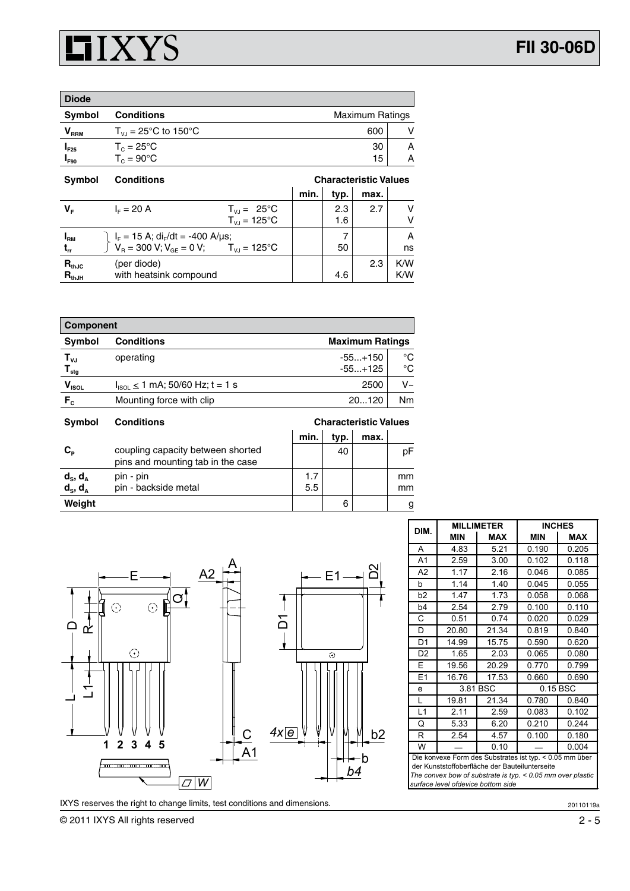| Diode | | | | | | |
|---|---|---|---|---|---|---|
| **Symbol** | **Conditions** | | **Maximum Ratings** | | | |
| $V_{RRM}$ | $T_{VJ}$ = 25°C to 150°C | | | | 600 | V |
| $I_{F25}$ | $T_C$ = 25°C | | | | 30 | A |
| $I_{F90}$ | $T_C$ = 90°C | | | | 15 | A |

| Symbol | Conditions | | Characteristic Values | | | |
|---|---|---|---|---|---|---|
| | | | **min.** | **typ.** | **max.** | |
| $V_F$ | $I_F$ = 20 A | $T_{VJ}$ = 25°C | | 2.3 | 2.7 | V |
| | | $T_{VJ}$ = 125°C | | 1.6 | | V |
| $I_{RM}$ | $I_F$ = 15 A; $di_F/dt$ = -400 A/µs; | | | 7 | | A |
| $t_{rr}$ | $V_R$ = 300 V; $V_{GE}$ = 0 V; | $T_{VJ}$ = 125°C | | 50 | | ns |
| $R_{thJC}$ | (per diode) | | | | 2.3 | K/W |
| $R_{thJH}$ | with heatsink compound | | | 4.6 | | K/W |

| Component | | | |
|---|---|---|---|
| **Symbol** | **Conditions** | **Maximum Ratings** | |
| $T_{VJ}$ | operating | -55...+150 | °C |
| $T_{stg}$ | | -55...+125 | °C |
| $V_{ISOL}$ | $I_{ISOL} \leq$ 1 mA; 50/60 Hz; t = 1 s | 2500 | V~ |
| $F_C$ | Mounting force with clip | 20...120 | Nm |

| Symbol | Conditions | Characteristic Values | | | |
|---|---|---|---|---|---|
| | | **min.** | **typ.** | **max.** | |
| $C_P$ | coupling capacity between shorted pins and mounting tab in the case | | 40 | | pF |
| $d_S$, $d_A$ | pin - pin | 1.7 | | | mm |
| $d_S$, $d_A$ | pin - backside metal | 5.5 | | | mm |
| **Weight** | | | 6 | | g |

| DIM. | MILLIMETER | | INCHES | |
|---|---|---|---|---|
| | MIN | MAX | MIN | MAX |
| A | 4.83 | 5.21 | 0.190 | 0.205 |
| A1 | 2.59 | 3.00 | 0.102 | 0.118 |
| A2 | 1.17 | 2.16 | 0.046 | 0.085 |
| b | 1.14 | 1.40 | 0.045 | 0.055 |
| b2 | 1.47 | 1.73 | 0.058 | 0.068 |
| b4 | 2.54 | 2.79 | 0.100 | 0.110 |
| C | 0.51 | 0.74 | 0.020 | 0.029 |
| D | 20.80 | 21.34 | 0.819 | 0.840 |
| D1 | 14.99 | 15.75 | 0.590 | 0.620 |
| D2 | 1.65 | 2.03 | 0.065 | 0.080 |
| E | 19.56 | 20.29 | 0.770 | 0.799 |
| E1 | 16.76 | 17.53 | 0.660 | 0.690 |
| e | 3.81 BSC | | 0.15 BSC | |
| L | 19.81 | 21.34 | 0.780 | 0.840 |
| L1 | 2.11 | 2.59 | 0.083 | 0.102 |
| Q | 5.33 | 6.20 | 0.210 | 0.244 |
| R | 2.54 | 4.57 | 0.100 | 0.180 |
| W | — | 0.10 | — | 0.004 |

Die konvexe Form des Substrates ist typ. < 0.05 mm über der Kunststoffoberfläche der Bauteilunterseite

*The convex bow of substrate is typ. < 0.05 mm over plastic surface level ofdevice bottom side*

IXYS reserves the right to change limits, test conditions and dimensions.

20110119a

© 2011 IXYS All rights reserved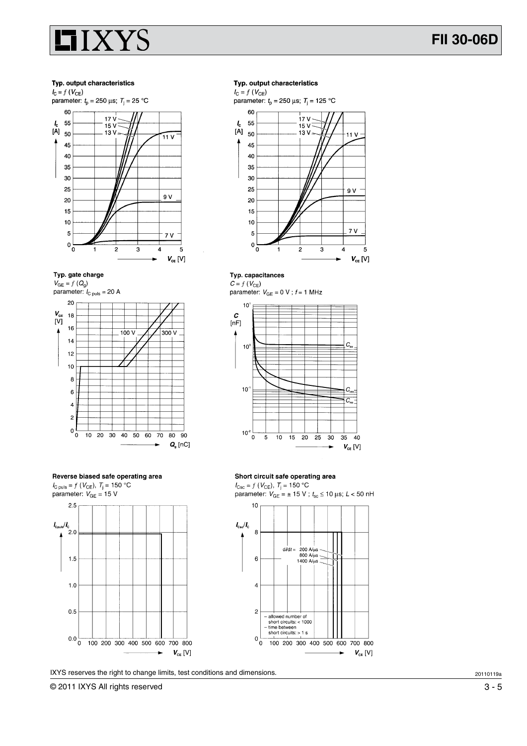**Typ. output characteristics**

$I_C = f(V_{CE})$

parameter: $t_p$ = 250 µs; $T_j$ = 25 °C

**Typ. output characteristics**

$I_C = f(V_{CE})$

parameter: $t_p$ = 250 µs; $T_j$ = 125 °C

**Typ. gate charge**

$V_{GE} = f(Q_g)$

parameter: $I_{C\,puls}$ = 20 A

**Typ. capacitances**

$C = f(V_{CE})$

parameter: $V_{GE}$ = 0 V ; $f$ = 1 MHz

**Reverse biased safe operating area**

$I_{C\,puls} = f(V_{CE})$, $T_j$ = 150 °C

parameter: $V_{GE}$ = 15 V

**Short circuit safe operating area**

$I_{Csc} = f(V_{CE})$, $T_j$ = 150 °C

parameter: $V_{GE}$ = ± 15 V ; $t_{sc}$ ≤ 10 µs; $L$ < 50 nH

- allowed number of short circuits: < 1000
- time between short circuits: > 1 s

IXYS reserves the right to change limits, test conditions and dimensions.

20110119a

© 2011 IXYS All rights reserved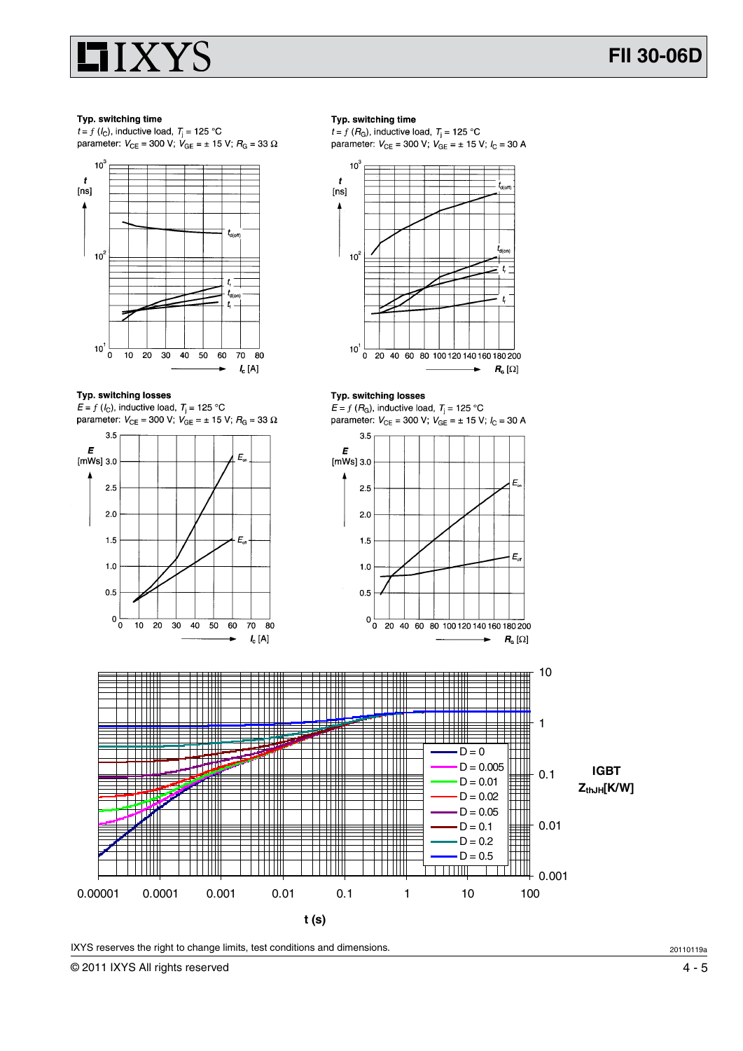**Typ. switching time**

$t = f(I_C)$, inductive load, $T_j = 125$ °C

parameter: $V_{CE} = 300$ V; $V_{GE} = \pm 15$ V; $R_G = 33\ \Omega$

**Typ. switching time**

$t = f(R_G)$, inductive load, $T_j = 125$ °C

parameter: $V_{CE} = 300$ V; $V_{GE} = \pm 15$ V; $I_C = 30$ A

**Typ. switching losses**

$E = f(I_C)$, inductive load, $T_j = 125$ °C

parameter: $V_{CE} = 300$ V; $V_{GE} = \pm 15$ V; $R_G = 33\ \Omega$

**Typ. switching losses**

$E = f(R_G)$, inductive load, $T_j = 125$ °C

parameter: $V_{CE} = 300$ V; $V_{GE} = \pm 15$ V; $I_C = 30$ A

**IGBT** $Z_{thJH}$[K/W]

IXYS reserves the right to change limits, test conditions and dimensions.

20110119a

© 2011 IXYS All rights reserved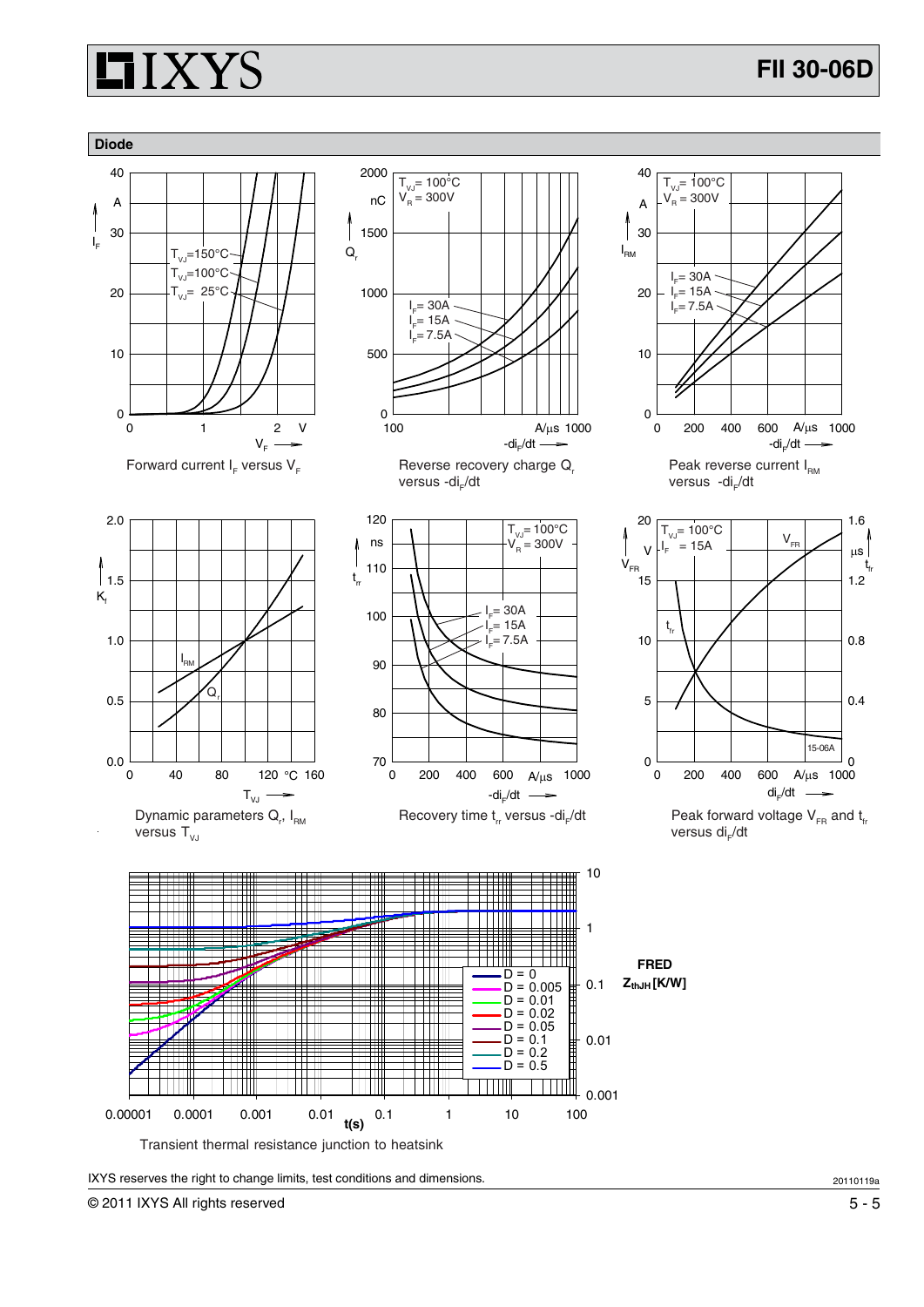## Diode

40
A
$I_F$
30
20
10
0
0
1
2 V
$V_F$
$T_{VJ}$=150°C
$T_{VJ}$=100°C
$T_{VJ}$= 25°C

Forward current $I_F$ versus $V_F$

2000
nC
$Q_r$
1500
1000
500
0
100
A/µs 1000
$-di_F/dt$
$T_{VJ}$= 100°C
$V_R$ = 300V
$I_F$= 30A
$I_F$= 15A
$I_F$= 7.5A

Reverse recovery charge $Q_r$ versus $-di_F/dt$

40
A
$I_{RM}$
30
20
10
0
0
200
400
600
A/µs
1000
$-di_F/dt$
$T_{VJ}$= 100°C
$V_R$ = 300V
$I_F$= 30A
$I_F$= 15A
$I_F$= 7.5A

Peak reverse current $I_{RM}$ versus $-di_F/dt$

2.0
1.5
$K_f$
1.0
0.5
0.0
0
40
80
120 °C 160
$T_{VJ}$
$I_{RM}$
$Q_r$

Dynamic parameters $Q_r$, $I_{RM}$ versus $T_{VJ}$

120
ns
$t_{rr}$
110
100
90
80
70
0
200
400
600
A/µs
1000
$-di_F/dt$
$T_{VJ}$= 100°C
$V_R$ = 300V
$I_F$= 30A
$I_F$= 15A
$I_F$= 7.5A

Recovery time $t_{rr}$ versus $-di_F/dt$

20
V
$V_{FR}$
15
10
5
0
0
200
400
600
A/µs
1000
$di_F/dt$
$T_{VJ}$= 100°C
$I_F$ = 15A
$V_{FR}$
$t_{fr}$
1.6
µs
$t_{fr}$
1.2
0.8
0.4
0
15-06A

Peak forward voltage $V_{FR}$ and $t_{fr}$ versus $di_F/dt$

10
1
0.1
0.01
0.001
0.00001
0.0001
0.001
0.01
t(s)
0.1
1
10
100
D = 0
D = 0.005
D = 0.01
D = 0.02
D = 0.05
D = 0.1
D = 0.2
D = 0.5

**FRED**
**$Z_{thJH}$ [K/W]**

Transient thermal resistance junction to heatsink

IXYS reserves the right to change limits, test conditions and dimensions.

20110119a

© 2011 IXYS All rights reserved